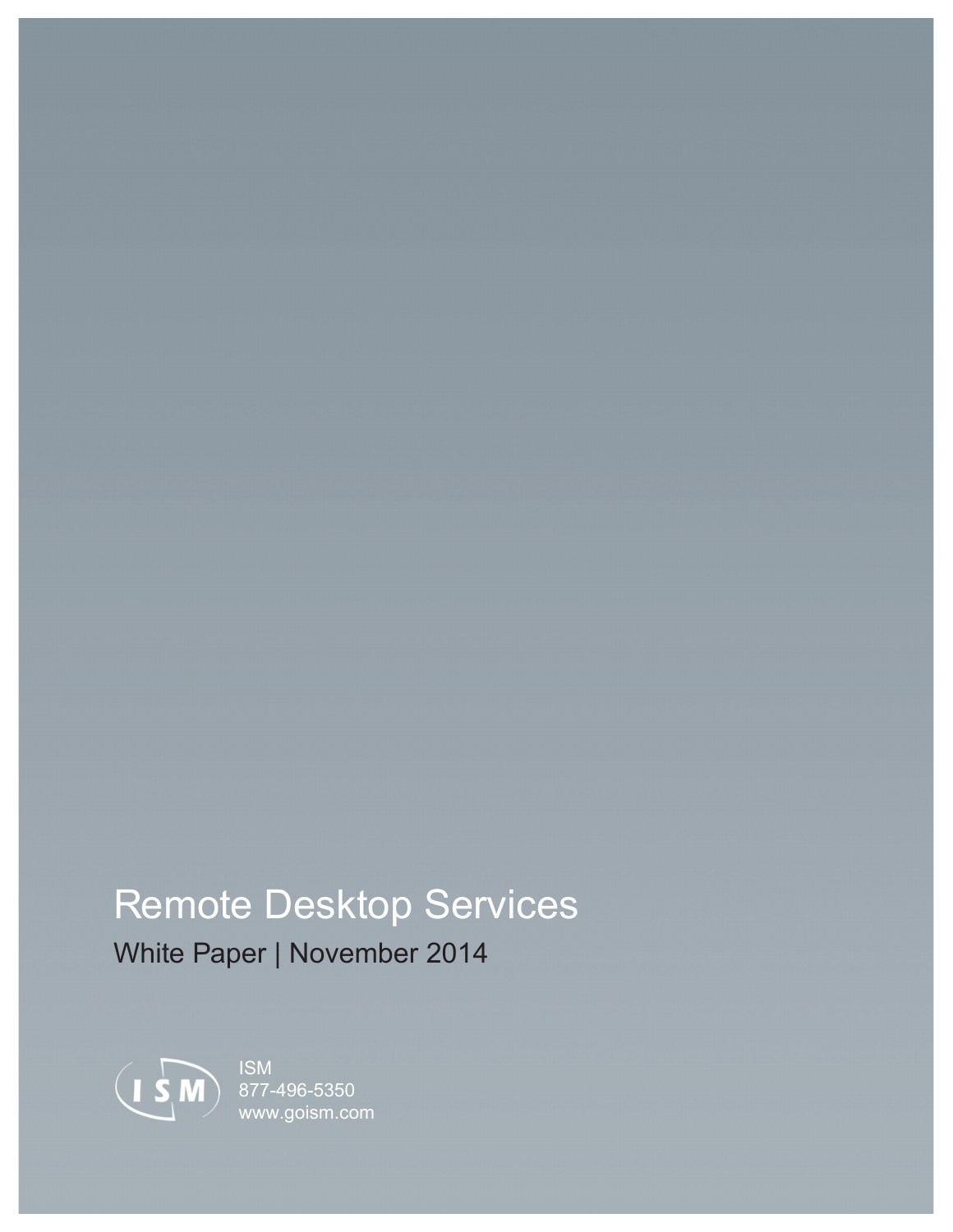# Remote Desktop Services

White Paper | November 2014

ISM
877-496-5350
www.goism.com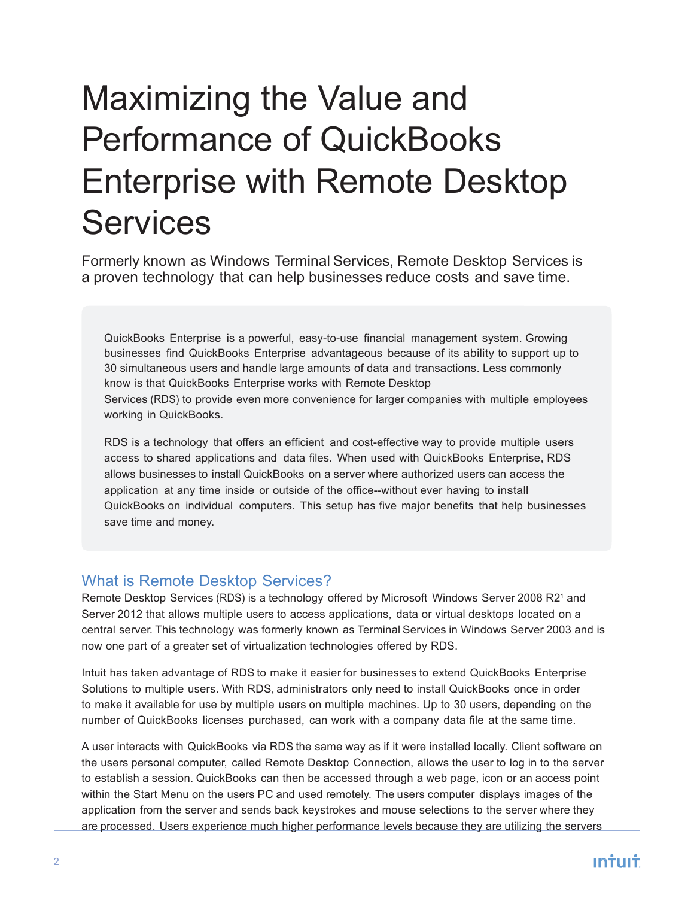# Maximizing the Value and Performance of QuickBooks Enterprise with Remote Desktop Services

Formerly known as Windows Terminal Services, Remote Desktop Services is a proven technology that can help businesses reduce costs and save time.

QuickBooks Enterprise is a powerful, easy-to-use financial management system. Growing businesses find QuickBooks Enterprise advantageous because of its ability to support up to 30 simultaneous users and handle large amounts of data and transactions. Less commonly know is that QuickBooks Enterprise works with Remote Desktop Services (RDS) to provide even more convenience for larger companies with multiple employees working in QuickBooks.

RDS is a technology that offers an efficient and cost-effective way to provide multiple users access to shared applications and data files. When used with QuickBooks Enterprise, RDS allows businesses to install QuickBooks on a server where authorized users can access the application at any time inside or outside of the office--without ever having to install QuickBooks on individual computers. This setup has five major benefits that help businesses save time and money.

## What is Remote Desktop Services?

Remote Desktop Services (RDS) is a technology offered by Microsoft Windows Server 2008 R2[1] and Server 2012 that allows multiple users to access applications, data or virtual desktops located on a central server. This technology was formerly known as Terminal Services in Windows Server 2003 and is now one part of a greater set of virtualization technologies offered by RDS.

Intuit has taken advantage of RDS to make it easier for businesses to extend QuickBooks Enterprise Solutions to multiple users. With RDS, administrators only need to install QuickBooks once in order to make it available for use by multiple users on multiple machines. Up to 30 users, depending on the number of QuickBooks licenses purchased, can work with a company data file at the same time.

A user interacts with QuickBooks via RDS the same way as if it were installed locally. Client software on the users personal computer, called Remote Desktop Connection, allows the user to log in to the server to establish a session. QuickBooks can then be accessed through a web page, icon or an access point within the Start Menu on the users PC and used remotely. The users computer displays images of the application from the server and sends back keystrokes and mouse selections to the server where they are processed. Users experience much higher performance levels because they are utilizing the servers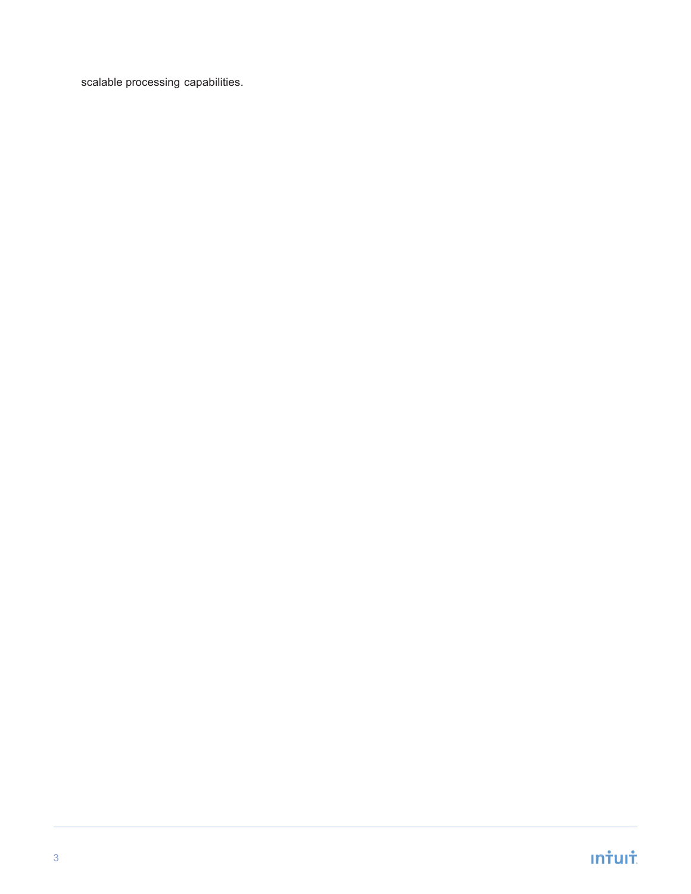scalable processing capabilities.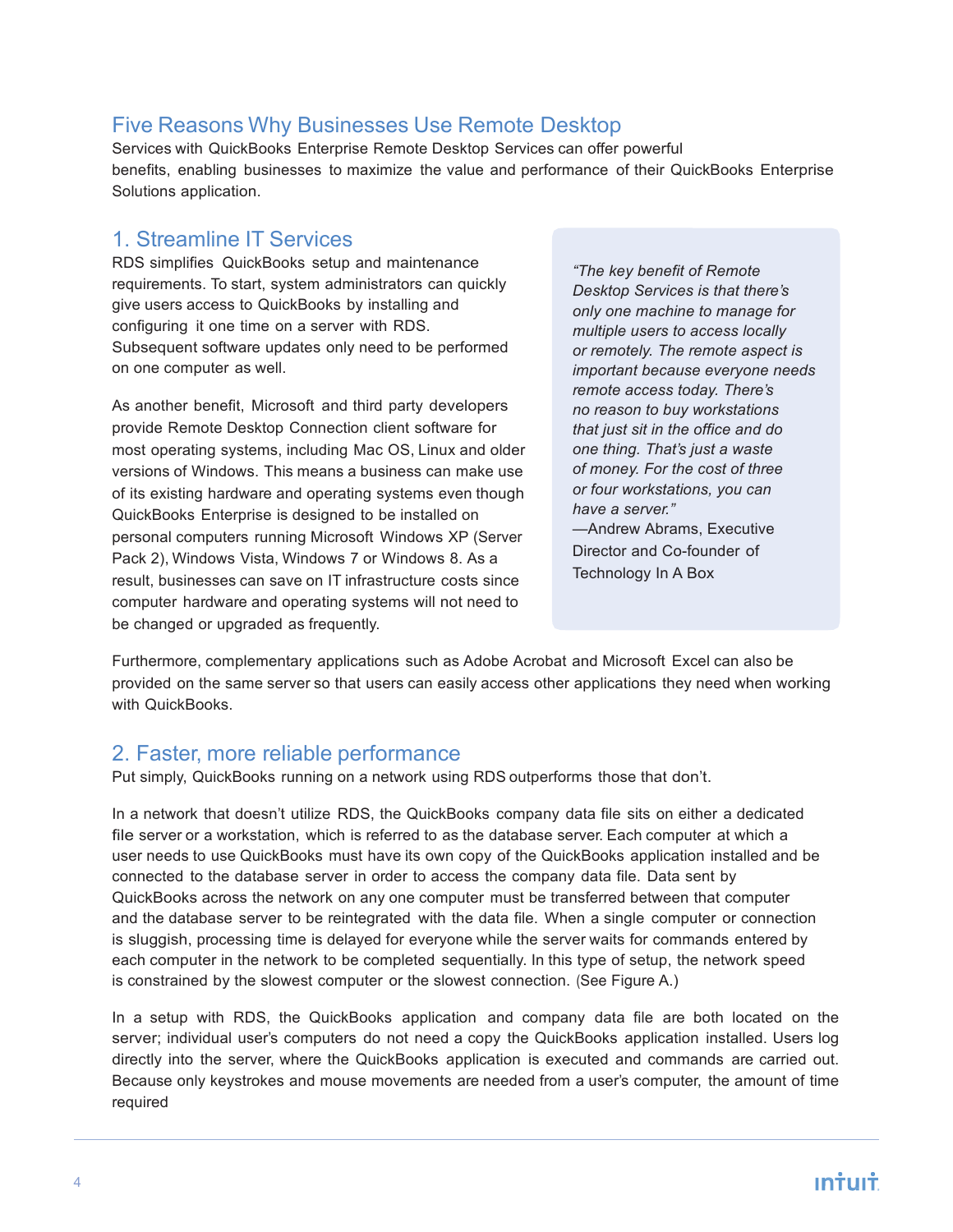## Five Reasons Why Businesses Use Remote Desktop

Services with QuickBooks Enterprise Remote Desktop Services can offer powerful benefits, enabling businesses to maximize the value and performance of their QuickBooks Enterprise Solutions application.

### 1. Streamline IT Services

RDS simplifies QuickBooks setup and maintenance requirements. To start, system administrators can quickly give users access to QuickBooks by installing and configuring it one time on a server with RDS. Subsequent software updates only need to be performed on one computer as well.

As another benefit, Microsoft and third party developers provide Remote Desktop Connection client software for most operating systems, including Mac OS, Linux and older versions of Windows. This means a business can make use of its existing hardware and operating systems even though QuickBooks Enterprise is designed to be installed on personal computers running Microsoft Windows XP (Server Pack 2), Windows Vista, Windows 7 or Windows 8. As a result, businesses can save on IT infrastructure costs since computer hardware and operating systems will not need to be changed or upgraded as frequently.

> *"The key benefit of Remote Desktop Services is that there's only one machine to manage for multiple users to access locally or remotely. The remote aspect is important because everyone needs remote access today. There's no reason to buy workstations that just sit in the office and do one thing. That's just a waste of money. For the cost of three or four workstations, you can have a server."*
> —Andrew Abrams, Executive Director and Co-founder of Technology In A Box

Furthermore, complementary applications such as Adobe Acrobat and Microsoft Excel can also be provided on the same server so that users can easily access other applications they need when working with QuickBooks.

### 2. Faster, more reliable performance

Put simply, QuickBooks running on a network using RDS outperforms those that don't.

In a network that doesn't utilize RDS, the QuickBooks company data file sits on either a dedicated file server or a workstation, which is referred to as the database server. Each computer at which a user needs to use QuickBooks must have its own copy of the QuickBooks application installed and be connected to the database server in order to access the company data file. Data sent by QuickBooks across the network on any one computer must be transferred between that computer and the database server to be reintegrated with the data file. When a single computer or connection is sluggish, processing time is delayed for everyone while the server waits for commands entered by each computer in the network to be completed sequentially. In this type of setup, the network speed is constrained by the slowest computer or the slowest connection. (See Figure A.)

In a setup with RDS, the QuickBooks application and company data file are both located on the server; individual user's computers do not need a copy the QuickBooks application installed. Users log directly into the server, where the QuickBooks application is executed and commands are carried out. Because only keystrokes and mouse movements are needed from a user's computer, the amount of time required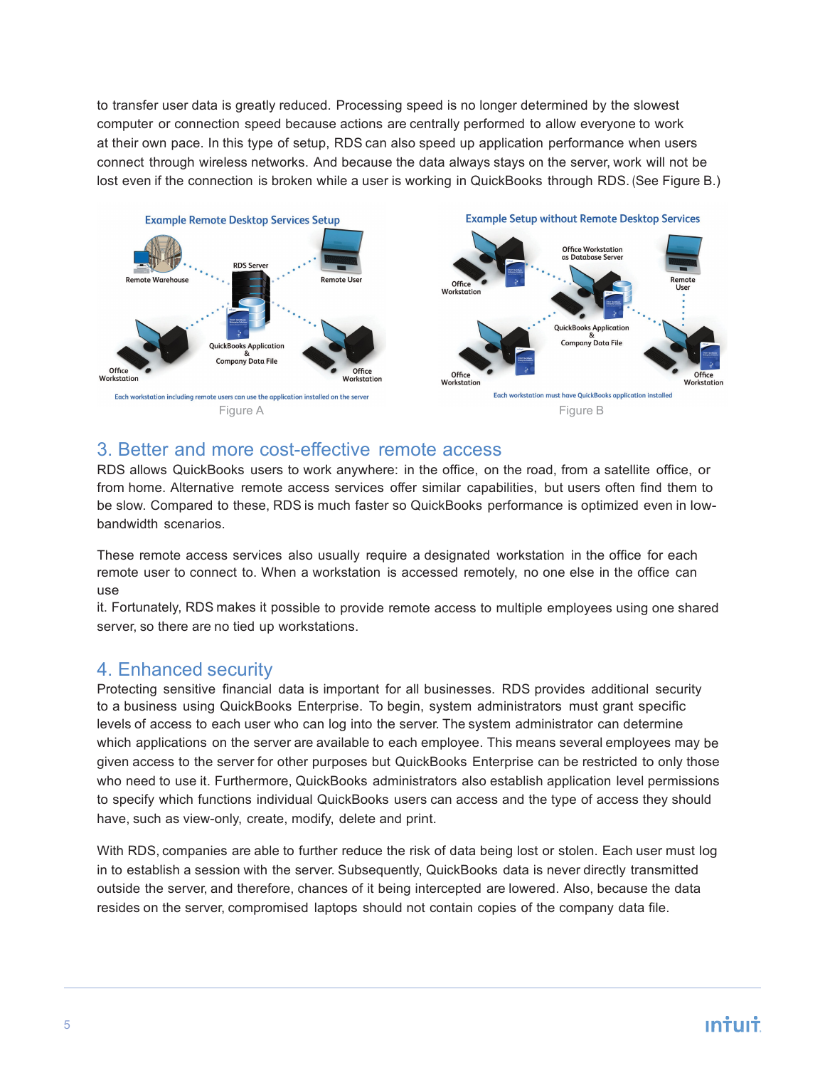to transfer user data is greatly reduced. Processing speed is no longer determined by the slowest computer or connection speed because actions are centrally performed to allow everyone to work at their own pace. In this type of setup, RDS can also speed up application performance when users connect through wireless networks. And because the data always stays on the server, work will not be lost even if the connection is broken while a user is working in QuickBooks through RDS. (See Figure B.)

Figure A

Figure B

## 3. Better and more cost-effective remote access

RDS allows QuickBooks users to work anywhere: in the office, on the road, from a satellite office, or from home. Alternative remote access services offer similar capabilities, but users often find them to be slow. Compared to these, RDS is much faster so QuickBooks performance is optimized even in low-bandwidth scenarios.

These remote access services also usually require a designated workstation in the office for each remote user to connect to. When a workstation is accessed remotely, no one else in the office can use it. Fortunately, RDS makes it possible to provide remote access to multiple employees using one shared server, so there are no tied up workstations.

## 4. Enhanced security

Protecting sensitive financial data is important for all businesses. RDS provides additional security to a business using QuickBooks Enterprise. To begin, system administrators must grant specific levels of access to each user who can log into the server. The system administrator can determine which applications on the server are available to each employee. This means several employees may be given access to the server for other purposes but QuickBooks Enterprise can be restricted to only those who need to use it. Furthermore, QuickBooks administrators also establish application level permissions to specify which functions individual QuickBooks users can access and the type of access they should have, such as view-only, create, modify, delete and print.

With RDS, companies are able to further reduce the risk of data being lost or stolen. Each user must log in to establish a session with the server. Subsequently, QuickBooks data is never directly transmitted outside the server, and therefore, chances of it being intercepted are lowered. Also, because the data resides on the server, compromised laptops should not contain copies of the company data file.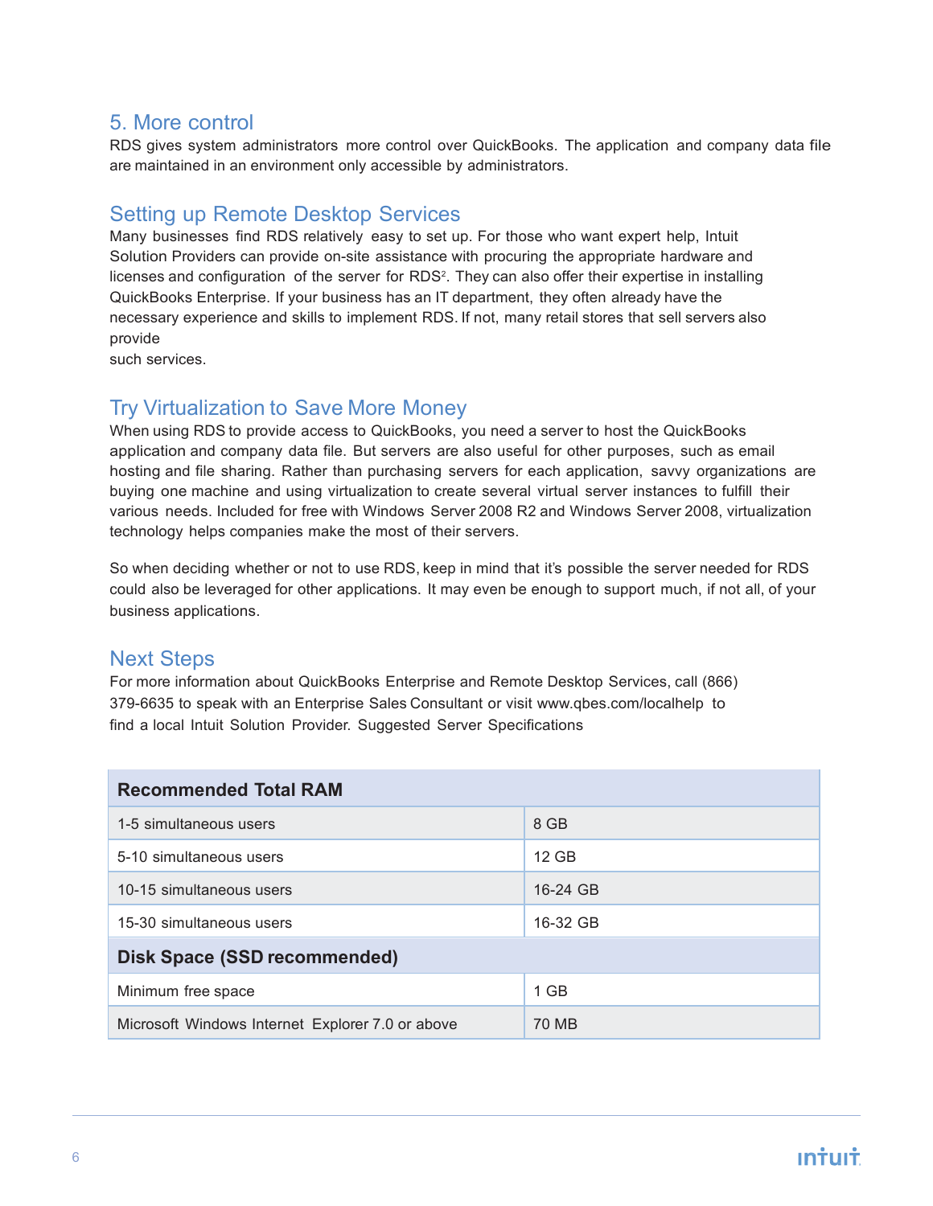## 5. More control

RDS gives system administrators more control over QuickBooks. The application and company data file are maintained in an environment only accessible by administrators.

## Setting up Remote Desktop Services

Many businesses find RDS relatively easy to set up. For those who want expert help, Intuit Solution Providers can provide on-site assistance with procuring the appropriate hardware and licenses and configuration of the server for RDS[2]. They can also offer their expertise in installing QuickBooks Enterprise. If your business has an IT department, they often already have the necessary experience and skills to implement RDS. If not, many retail stores that sell servers also provide such services.

## Try Virtualization to Save More Money

When using RDS to provide access to QuickBooks, you need a server to host the QuickBooks application and company data file. But servers are also useful for other purposes, such as email hosting and file sharing. Rather than purchasing servers for each application, savvy organizations are buying one machine and using virtualization to create several virtual server instances to fulfill their various needs. Included for free with Windows Server 2008 R2 and Windows Server 2008, virtualization technology helps companies make the most of their servers.

So when deciding whether or not to use RDS, keep in mind that it's possible the server needed for RDS could also be leveraged for other applications. It may even be enough to support much, if not all, of your business applications.

## Next Steps

For more information about QuickBooks Enterprise and Remote Desktop Services, call (866) 379-6635 to speak with an Enterprise Sales Consultant or visit www.qbes.com/localhelp to find a local Intuit Solution Provider. Suggested Server Specifications

| **Recommended Total RAM** | |
|---|---|
| 1-5 simultaneous users | 8 GB |
| 5-10 simultaneous users | 12 GB |
| 10-15 simultaneous users | 16-24 GB |
| 15-30 simultaneous users | 16-32 GB |
| **Disk Space (SSD recommended)** | |
| Minimum free space | 1 GB |
| Microsoft Windows Internet Explorer 7.0 or above | 70 MB |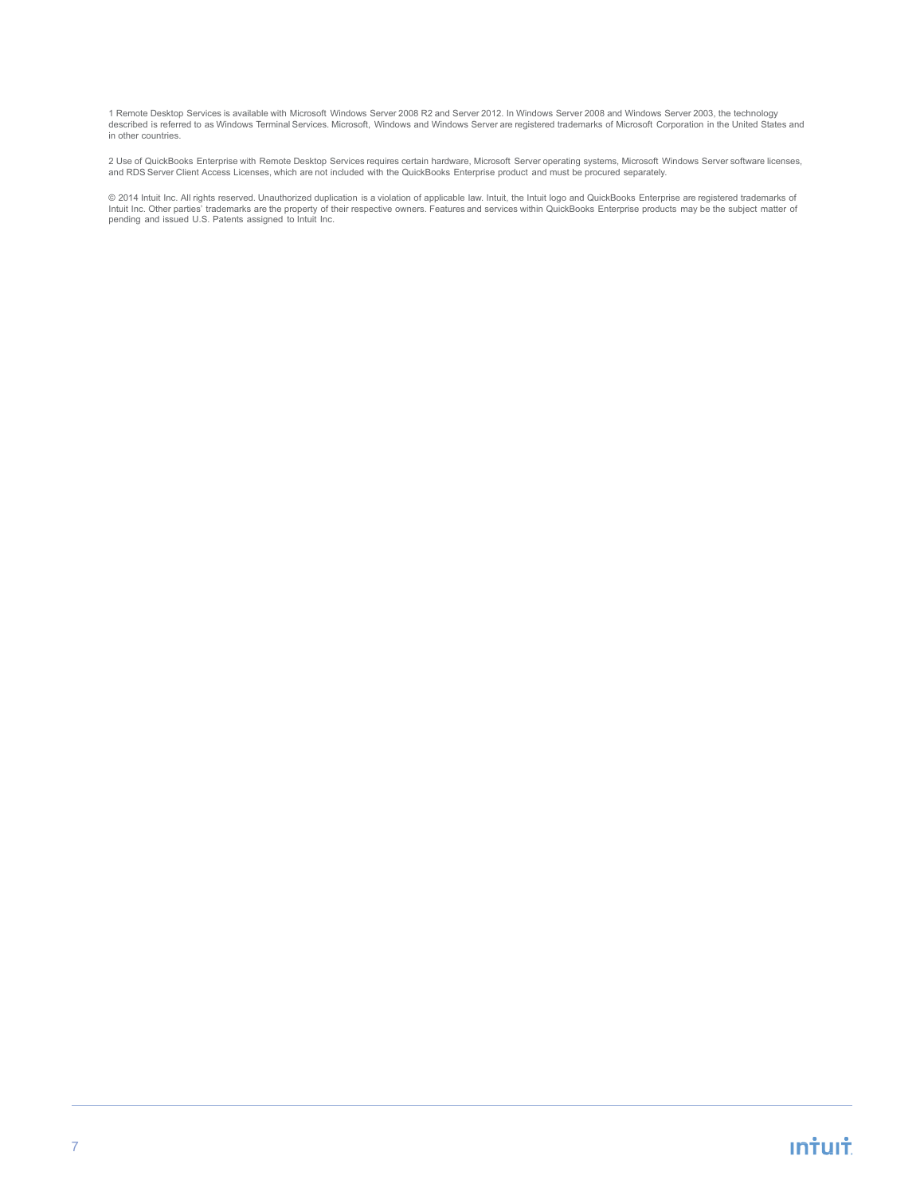1 Remote Desktop Services is available with Microsoft Windows Server 2008 R2 and Server 2012. In Windows Server 2008 and Windows Server 2003, the technology described is referred to as Windows Terminal Services. Microsoft, Windows and Windows Server are registered trademarks of Microsoft Corporation in the United States and in other countries.

2 Use of QuickBooks Enterprise with Remote Desktop Services requires certain hardware, Microsoft Server operating systems, Microsoft Windows Server software licenses, and RDS Server Client Access Licenses, which are not included with the QuickBooks Enterprise product and must be procured separately.

© 2014 Intuit Inc. All rights reserved. Unauthorized duplication is a violation of applicable law. Intuit, the Intuit logo and QuickBooks Enterprise are registered trademarks of Intuit Inc. Other parties' trademarks are the property of their respective owners. Features and services within QuickBooks Enterprise products may be the subject matter of pending and issued U.S. Patents assigned to Intuit Inc.